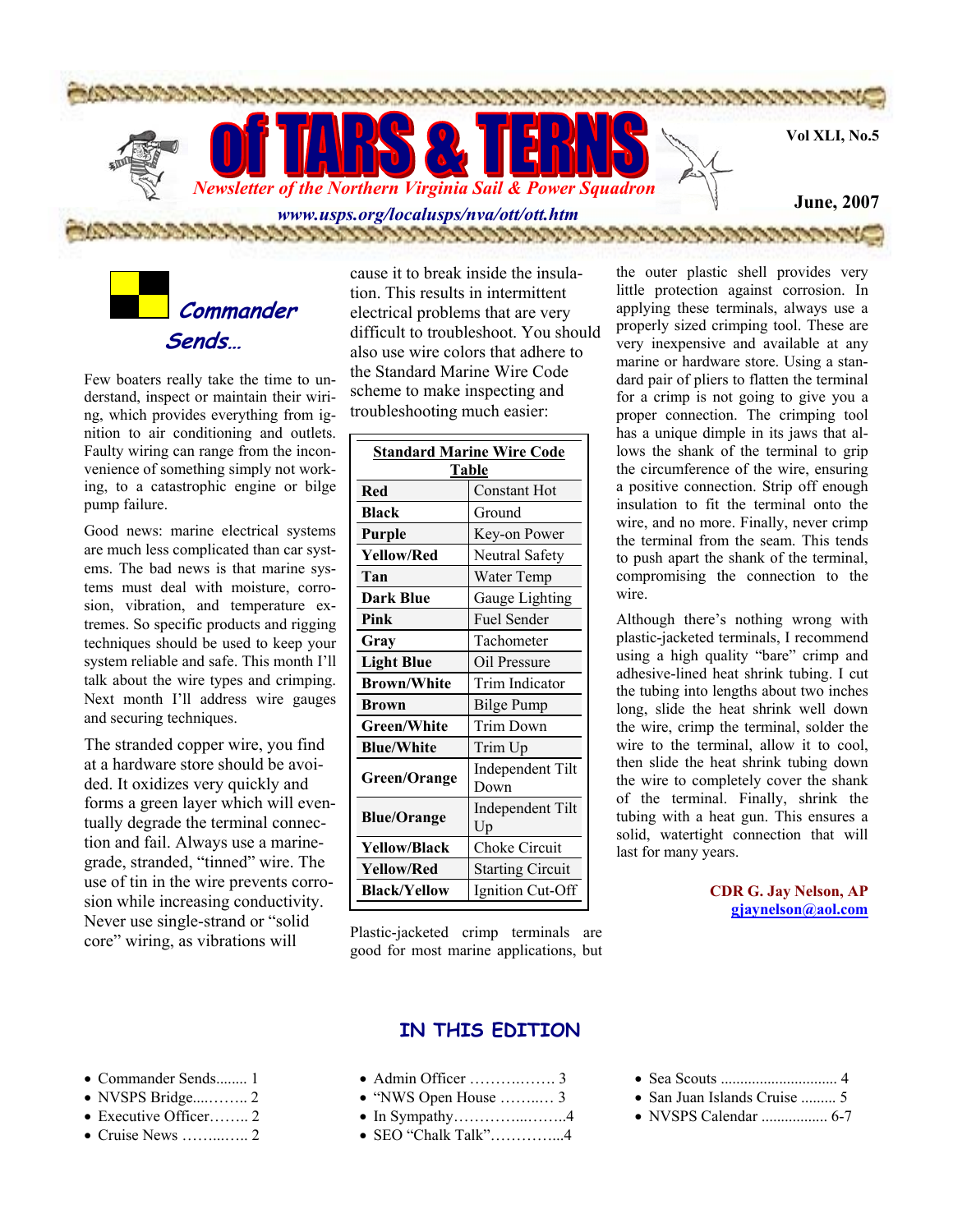# of TARS & TERNS

*Newsletter of the Northern Virginia Sail & Power Squadron*

**www.usps.org/localusps/nva/ott/ott.htm**

**Vol XLI, No.5**

**June, 2007**

## Commander Sends…

Few boaters really take the time to understand, inspect or maintain their wiring, which provides everything from ignition to air conditioning and outlets. Faulty wiring can range from the inconvenience of something simply not working, to a catastrophic engine or bilge pump failure.

Good news: marine electrical systems are much less complicated than car systems. The bad news is that marine systems must deal with moisture, corrosion, vibration, and temperature extremes. So specific products and rigging techniques should be used to keep your system reliable and safe. This month I'll talk about the wire types and crimping. Next month I'll address wire gauges and securing techniques.

The stranded copper wire, you find at a hardware store should be avoided. It oxidizes very quickly and forms a green layer which will eventually degrade the terminal connection and fail. Always use a marine-grade, stranded, "tinned" wire. The use of tin in the wire prevents corrosion while increasing conductivity. Never use single-strand or "solid core" wiring, as vibrations will cause it to break inside the insulation. This results in intermittent electrical problems that are very difficult to troubleshoot. You should also use wire colors that adhere to the Standard Marine Wire Code scheme to make inspecting and troubleshooting much easier:

| Standard Marine Wire Code Table | |
|---|---|
| **Red** | Constant Hot |
| **Black** | Ground |
| **Purple** | Key-on Power |
| **Yellow/Red** | Neutral Safety |
| **Tan** | Water Temp |
| **Dark Blue** | Gauge Lighting |
| **Pink** | Fuel Sender |
| **Gray** | Tachometer |
| **Light Blue** | Oil Pressure |
| **Brown/White** | Trim Indicator |
| **Brown** | Bilge Pump |
| **Green/White** | Trim Down |
| **Blue/White** | Trim Up |
| **Green/Orange** | Independent Tilt Down |
| **Blue/Orange** | Independent Tilt Up |
| **Yellow/Black** | Choke Circuit |
| **Yellow/Red** | Starting Circuit |
| **Black/Yellow** | Ignition Cut-Off |

Plastic-jacketed crimp terminals are good for most marine applications, but the outer plastic shell provides very little protection against corrosion. In applying these terminals, always use a properly sized crimping tool. These are very inexpensive and available at any marine or hardware store. Using a standard pair of pliers to flatten the terminal for a crimp is not going to give you a proper connection. The crimping tool has a unique dimple in its jaws that allows the shank of the terminal to grip the circumference of the wire, ensuring a positive connection. Strip off enough insulation to fit the terminal onto the wire, and no more. Finally, never crimp the terminal from the seam. This tends to push apart the shank of the terminal, compromising the connection to the wire.

Although there's nothing wrong with plastic-jacketed terminals, I recommend using a high quality "bare" crimp and adhesive-lined heat shrink tubing. I cut the tubing into lengths about two inches long, slide the heat shrink well down the wire, crimp the terminal, solder the wire to the terminal, allow it to cool, then slide the heat shrink tubing down the wire to completely cover the shank of the terminal. Finally, shrink the tubing with a heat gun. This ensures a solid, watertight connection that will last for many years.

**CDR G. Jay Nelson, AP**
gjaynelson@aol.com

## IN THIS EDITION

- Commander Sends........ 1
- NVSPS Bridge....…….. 2
- Executive Officer…….. 2
- Cruise News ……...….. 2
- Admin Officer ……….……. 3
- "NWS Open House ……..…. 3
- In Sympathy…………...……..4
- SEO "Chalk Talk"…………...4
- Sea Scouts .............................. 4
- San Juan Islands Cruise ......... 5
- NVSPS Calendar ................. 6-7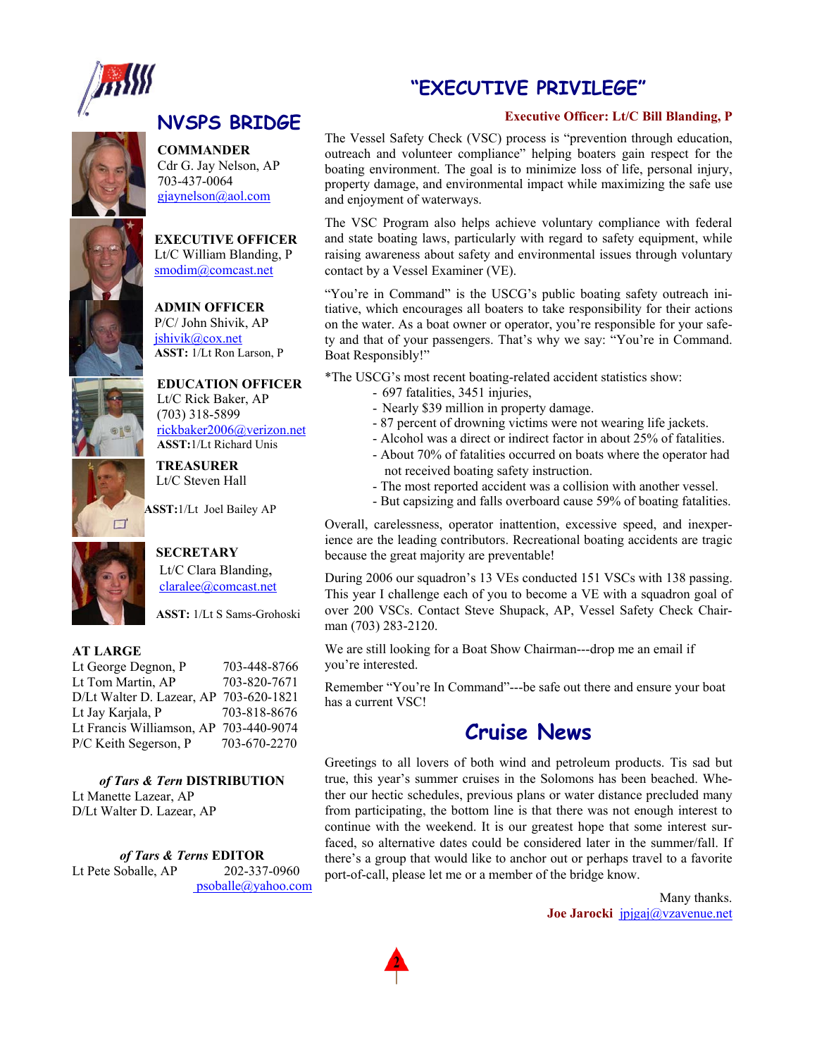## NVSPS BRIDGE

**COMMANDER**
Cdr G. Jay Nelson, AP
703-437-0064
gjaynelson@aol.com

**EXECUTIVE OFFICER**
Lt/C William Blanding, P
smodim@comcast.net

**ADMIN OFFICER**
P/C/ John Shivik, AP
jshivik@cox.net
**ASST:** 1/Lt Ron Larson, P

**EDUCATION OFFICER**
Lt/C Rick Baker, AP
(703) 318-5899
rickbaker2006@verizon.net
**ASST:**1/Lt Richard Unis

**TREASURER**
Lt/C Steven Hall

**ASST:**1/Lt Joel Bailey AP

**SECRETARY**
Lt/C Clara Blanding,
claralee@comcast.net

**ASST:** 1/Lt S Sams-Grohoski

**AT LARGE**

| | |
|---|---|
| Lt George Degnon, P | 703-448-8766 |
| Lt Tom Martin, AP | 703-820-7671 |
| D/Lt Walter D. Lazear, AP | 703-620-1821 |
| Lt Jay Karjala, P | 703-818-8676 |
| Lt Francis Williamson, AP | 703-440-9074 |
| P/C Keith Segerson, P | 703-670-2270 |

***of Tars & Tern* DISTRIBUTION**
Lt Manette Lazear, AP
D/Lt Walter D. Lazear, AP

***of Tars & Terns* EDITOR**
Lt Pete Soballe, AP 202-337-0960
psoballe@yahoo.com

## "EXECUTIVE PRIVILEGE"

**Executive Officer: Lt/C Bill Blanding, P**

The Vessel Safety Check (VSC) process is "prevention through education, outreach and volunteer compliance" helping boaters gain respect for the boating environment. The goal is to minimize loss of life, personal injury, property damage, and environmental impact while maximizing the safe use and enjoyment of waterways.

The VSC Program also helps achieve voluntary compliance with federal and state boating laws, particularly with regard to safety equipment, while raising awareness about safety and environmental issues through voluntary contact by a Vessel Examiner (VE).

"You're in Command" is the USCG's public boating safety outreach initiative, which encourages all boaters to take responsibility for their actions on the water. As a boat owner or operator, you're responsible for your safety and that of your passengers. That's why we say: "You're in Command. Boat Responsibly!"

*The USCG's most recent boating-related accident statistics show:

- 697 fatalities, 3451 injuries,
- Nearly $39 million in property damage.
- 87 percent of drowning victims were not wearing life jackets.
- Alcohol was a direct or indirect factor in about 25% of fatalities.
- About 70% of fatalities occurred on boats where the operator had not received boating safety instruction.
- The most reported accident was a collision with another vessel.
- But capsizing and falls overboard cause 59% of boating fatalities.

Overall, carelessness, operator inattention, excessive speed, and inexperience are the leading contributors. Recreational boating accidents are tragic because the great majority are preventable!

During 2006 our squadron's 13 VEs conducted 151 VSCs with 138 passing. This year I challenge each of you to become a VE with a squadron goal of over 200 VSCs. Contact Steve Shupack, AP, Vessel Safety Check Chairman (703) 283-2120.

We are still looking for a Boat Show Chairman---drop me an email if you're interested.

Remember "You're In Command"---be safe out there and ensure your boat has a current VSC!

## Cruise News

Greetings to all lovers of both wind and petroleum products. Tis sad but true, this year's summer cruises in the Solomons has been beached. Whether our hectic schedules, previous plans or water distance precluded many from participating, the bottom line is that there was not enough interest to continue with the weekend. It is our greatest hope that some interest surfaced, so alternative dates could be considered later in the summer/fall. If there's a group that would like to anchor out or perhaps travel to a favorite port-of-call, please let me or a member of the bridge know.

Many thanks.
**Joe Jarocki** jpjgaj@vzavenue.net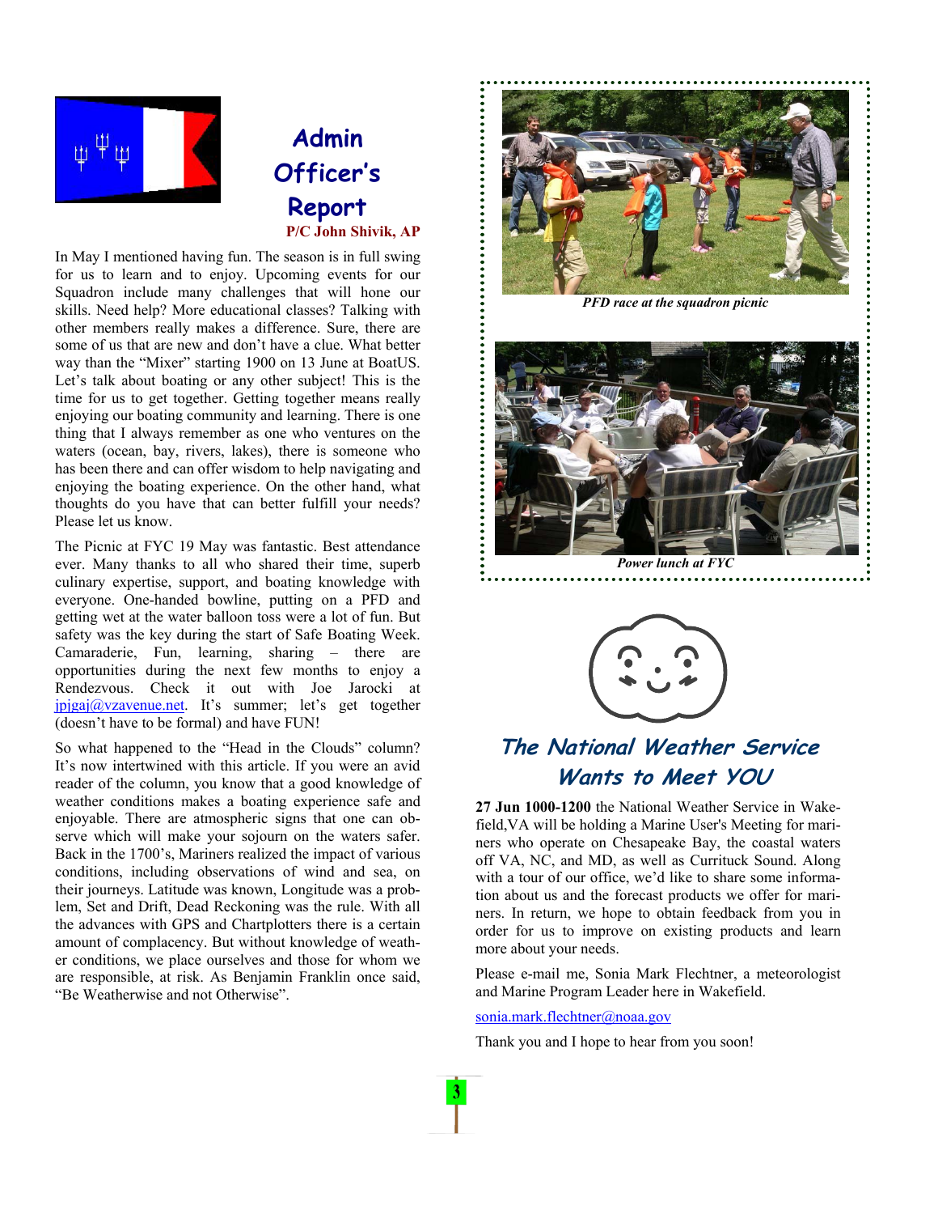## Admin Officer's Report

**P/C John Shivik, AP**

In May I mentioned having fun. The season is in full swing for us to learn and to enjoy. Upcoming events for our Squadron include many challenges that will hone our skills. Need help? More educational classes? Talking with other members really makes a difference. Sure, there are some of us that are new and don't have a clue. What better way than the "Mixer" starting 1900 on 13 June at BoatUS. Let's talk about boating or any other subject! This is the time for us to get together. Getting together means really enjoying our boating community and learning. There is one thing that I always remember as one who ventures on the waters (ocean, bay, rivers, lakes), there is someone who has been there and can offer wisdom to help navigating and enjoying the boating experience. On the other hand, what thoughts do you have that can better fulfill your needs? Please let us know.

The Picnic at FYC 19 May was fantastic. Best attendance ever. Many thanks to all who shared their time, superb culinary expertise, support, and boating knowledge with everyone. One-handed bowline, putting on a PFD and getting wet at the water balloon toss were a lot of fun. But safety was the key during the start of Safe Boating Week. Camaraderie, Fun, learning, sharing – there are opportunities during the next few months to enjoy a Rendezvous. Check it out with Joe Jarocki at jpjgaj@vzavenue.net. It's summer; let's get together (doesn't have to be formal) and have FUN!

So what happened to the "Head in the Clouds" column? It's now intertwined with this article. If you were an avid reader of the column, you know that a good knowledge of weather conditions makes a boating experience safe and enjoyable. There are atmospheric signs that one can observe which will make your sojourn on the waters safer. Back in the 1700's, Mariners realized the impact of various conditions, including observations of wind and sea, on their journeys. Latitude was known, Longitude was a problem, Set and Drift, Dead Reckoning was the rule. With all the advances with GPS and Chartplotters there is a certain amount of complacency. But without knowledge of weather conditions, we place ourselves and those for whom we are responsible, at risk. As Benjamin Franklin once said, "Be Weatherwise and not Otherwise".

*PFD race at the squadron picnic*

*Power lunch at FYC*

## The National Weather Service Wants to Meet YOU

**27 Jun 1000-1200** the National Weather Service in Wakefield,VA will be holding a Marine User's Meeting for mariners who operate on Chesapeake Bay, the coastal waters off VA, NC, and MD, as well as Currituck Sound. Along with a tour of our office, we'd like to share some information about us and the forecast products we offer for mariners. In return, we hope to obtain feedback from you in order for us to improve on existing products and learn more about your needs.

Please e-mail me, Sonia Mark Flechtner, a meteorologist and Marine Program Leader here in Wakefield.

sonia.mark.flechtner@noaa.gov

Thank you and I hope to hear from you soon!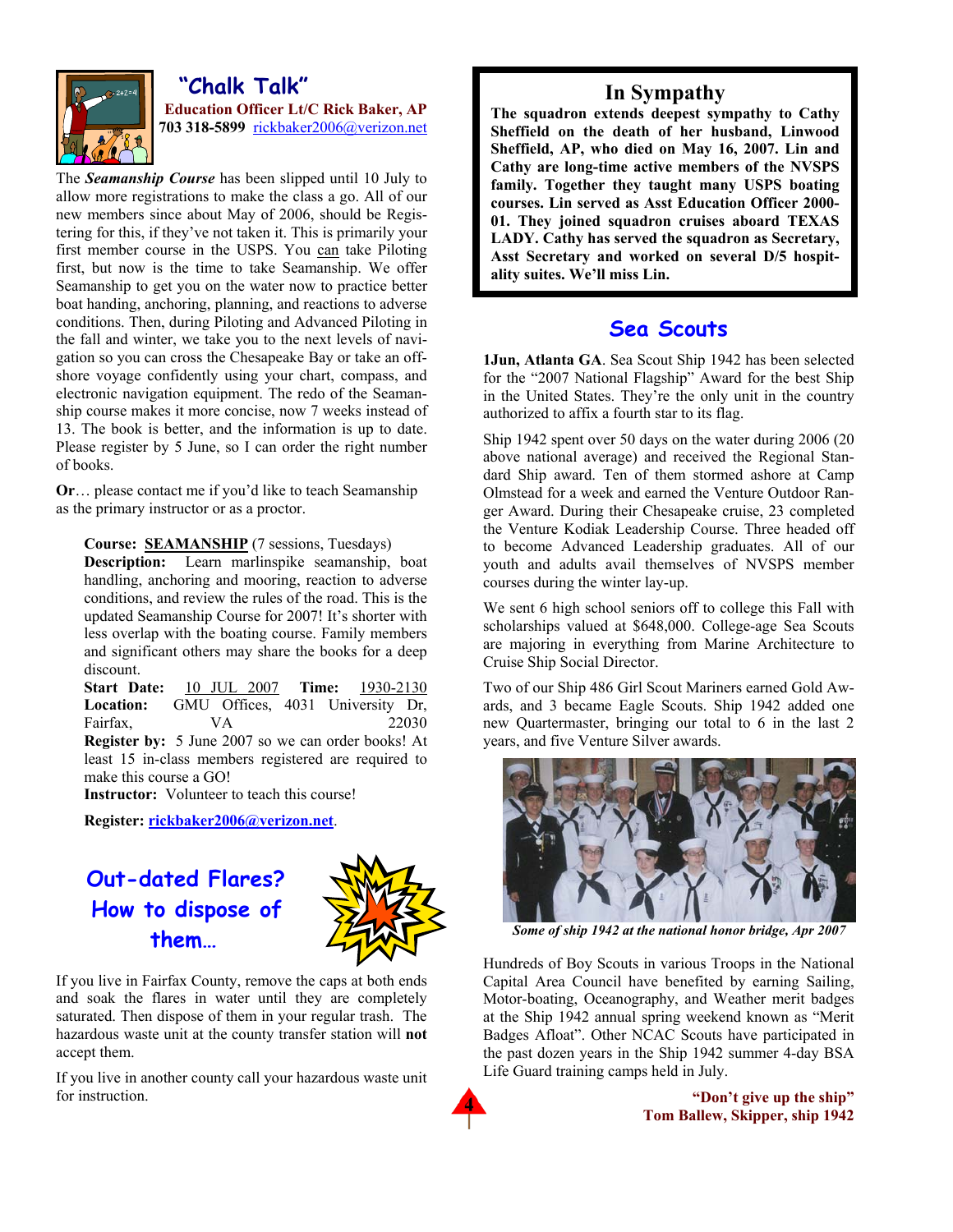## "Chalk Talk"

**Education Officer Lt/C Rick Baker, AP**
**703 318-5899** rickbaker2006@verizon.net

The ***Seamanship Course*** has been slipped until 10 July to allow more registrations to make the class a go. All of our new members since about May of 2006, should be Registering for this, if they've not taken it. This is primarily your first member course in the USPS. You can take Piloting first, but now is the time to take Seamanship. We offer Seamanship to get you on the water now to practice better boat handling, anchoring, planning, and reactions to adverse conditions. Then, during Piloting and Advanced Piloting in the fall and winter, we take you to the next levels of navigation so you can cross the Chesapeake Bay or take an offshore voyage confidently using your chart, compass, and electronic navigation equipment. The redo of the Seamanship course makes it more concise, now 7 weeks instead of 13. The book is better, and the information is up to date. Please register by 5 June, so I can order the right number of books.

**Or**… please contact me if you'd like to teach Seamanship as the primary instructor or as a proctor.

**Course:** **SEAMANSHIP** (7 sessions, Tuesdays)
**Description:** Learn marlinspike seamanship, boat handling, anchoring and mooring, reaction to adverse conditions, and review the rules of the road. This is the updated Seamanship Course for 2007! It's shorter with less overlap with the boating course. Family members and significant others may share the books for a deep discount.
**Start Date:** 10 JUL 2007 **Time:** 1930-2130
**Location:** GMU Offices, 4031 University Dr, Fairfax, VA 22030
**Register by:** 5 June 2007 so we can order books! At least 15 in-class members registered are required to make this course a GO!
**Instructor:** Volunteer to teach this course!

**Register: rickbaker2006@verizon.net**.

## Out-dated Flares? How to dispose of them…

If you live in Fairfax County, remove the caps at both ends and soak the flares in water until they are completely saturated. Then dispose of them in your regular trash. The hazardous waste unit at the county transfer station will **not** accept them.

If you live in another county call your hazardous waste unit for instruction.

## In Sympathy

**The squadron extends deepest sympathy to Cathy Sheffield on the death of her husband, Linwood Sheffield, AP, who died on May 16, 2007. Lin and Cathy are long-time active members of the NVSPS family. Together they taught many USPS boating courses. Lin served as Asst Education Officer 2000-01. They joined squadron cruises aboard TEXAS LADY. Cathy has served the squadron as Secretary, Asst Secretary and worked on several D/5 hospitality suites. We'll miss Lin.**

## Sea Scouts

**1Jun, Atlanta GA**. Sea Scout Ship 1942 has been selected for the "2007 National Flagship" Award for the best Ship in the United States. They're the only unit in the country authorized to affix a fourth star to its flag.

Ship 1942 spent over 50 days on the water during 2006 (20 above national average) and received the Regional Standard Ship award. Ten of them stormed ashore at Camp Olmstead for a week and earned the Venture Outdoor Ranger Award. During their Chesapeake cruise, 23 completed the Venture Kodiak Leadership Course. Three headed off to become Advanced Leadership graduates. All of our youth and adults avail themselves of NVSPS member courses during the winter lay-up.

We sent 6 high school seniors off to college this Fall with scholarships valued at $648,000. College-age Sea Scouts are majoring in everything from Marine Architecture to Cruise Ship Social Director.

Two of our Ship 486 Girl Scout Mariners earned Gold Awards, and 3 became Eagle Scouts. Ship 1942 added one new Quartermaster, bringing our total to 6 in the last 2 years, and five Venture Silver awards.

*Some of ship 1942 at the national honor bridge, Apr 2007*

Hundreds of Boy Scouts in various Troops in the National Capital Area Council have benefited by earning Sailing, Motor-boating, Oceanography, and Weather merit badges at the Ship 1942 annual spring weekend known as "Merit Badges Afloat". Other NCAC Scouts have participated in the past dozen years in the Ship 1942 summer 4-day BSA Life Guard training camps held in July.

**"Don't give up the ship"**
**Tom Ballew, Skipper, ship 1942**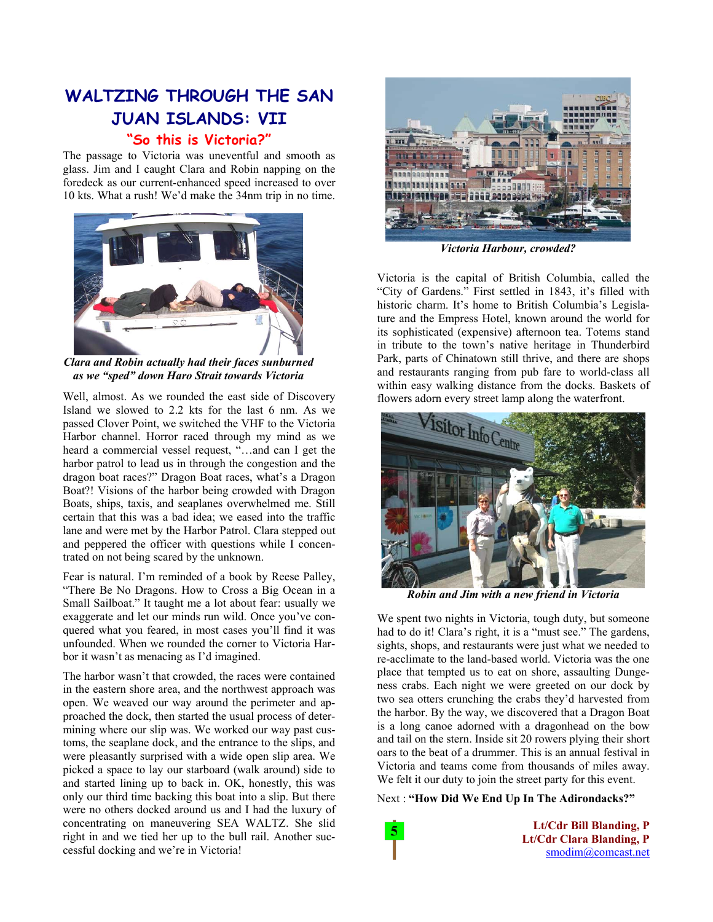# WALTZING THROUGH THE SAN JUAN ISLANDS: VII

## "So this is Victoria?"

The passage to Victoria was uneventful and smooth as glass. Jim and I caught Clara and Robin napping on the foredeck as our current-enhanced speed increased to over 10 kts. What a rush! We'd make the 34nm trip in no time.

*Clara and Robin actually had their faces sunburned as we "sped" down Haro Strait towards Victoria*

Well, almost. As we rounded the east side of Discovery Island we slowed to 2.2 kts for the last 6 nm. As we passed Clover Point, we switched the VHF to the Victoria Harbor channel. Horror raced through my mind as we heard a commercial vessel request, "…and can I get the harbor patrol to lead us in through the congestion and the dragon boat races?" Dragon Boat races, what's a Dragon Boat?! Visions of the harbor being crowded with Dragon Boats, ships, taxis, and seaplanes overwhelmed me. Still certain that this was a bad idea; we eased into the traffic lane and were met by the Harbor Patrol. Clara stepped out and peppered the officer with questions while I concentrated on not being scared by the unknown.

Fear is natural. I'm reminded of a book by Reese Palley, "There Be No Dragons. How to Cross a Big Ocean in a Small Sailboat." It taught me a lot about fear: usually we exaggerate and let our minds run wild. Once you've conquered what you feared, in most cases you'll find it was unfounded. When we rounded the corner to Victoria Harbor it wasn't as menacing as I'd imagined.

The harbor wasn't that crowded, the races were contained in the eastern shore area, and the northwest approach was open. We weaved our way around the perimeter and approached the dock, then started the usual process of determining where our slip was. We worked our way past customs, the seaplane dock, and the entrance to the slips, and were pleasantly surprised with a wide open slip area. We picked a space to lay our starboard (walk around) side to and started lining up to back in. OK, honestly, this was only our third time backing this boat into a slip. But there were no others docked around us and I had the luxury of concentrating on maneuvering SEA WALTZ. She slid right in and we tied her up to the bull rail. Another successful docking and we're in Victoria!

*Victoria Harbour, crowded?*

Victoria is the capital of British Columbia, called the "City of Gardens." First settled in 1843, it's filled with historic charm. It's home to British Columbia's Legislature and the Empress Hotel, known around the world for its sophisticated (expensive) afternoon tea. Totems stand in tribute to the town's native heritage in Thunderbird Park, parts of Chinatown still thrive, and there are shops and restaurants ranging from pub fare to world-class all within easy walking distance from the docks. Baskets of flowers adorn every street lamp along the waterfront.

*Robin and Jim with a new friend in Victoria*

We spent two nights in Victoria, tough duty, but someone had to do it! Clara's right, it is a "must see." The gardens, sights, shops, and restaurants were just what we needed to re-acclimate to the land-based world. Victoria was the one place that tempted us to eat on shore, assaulting Dungeness crabs. Each night we were greeted on our dock by two sea otters crunching the crabs they'd harvested from the harbor. By the way, we discovered that a Dragon Boat is a long canoe adorned with a dragonhead on the bow and tail on the stern. Inside sit 20 rowers plying their short oars to the beat of a drummer. This is an annual festival in Victoria and teams come from thousands of miles away. We felt it our duty to join the street party for this event.

Next : **"How Did We End Up In The Adirondacks?"**

**Lt/Cdr Bill Blanding, P**
**Lt/Cdr Clara Blanding, P**
smodim@comcast.net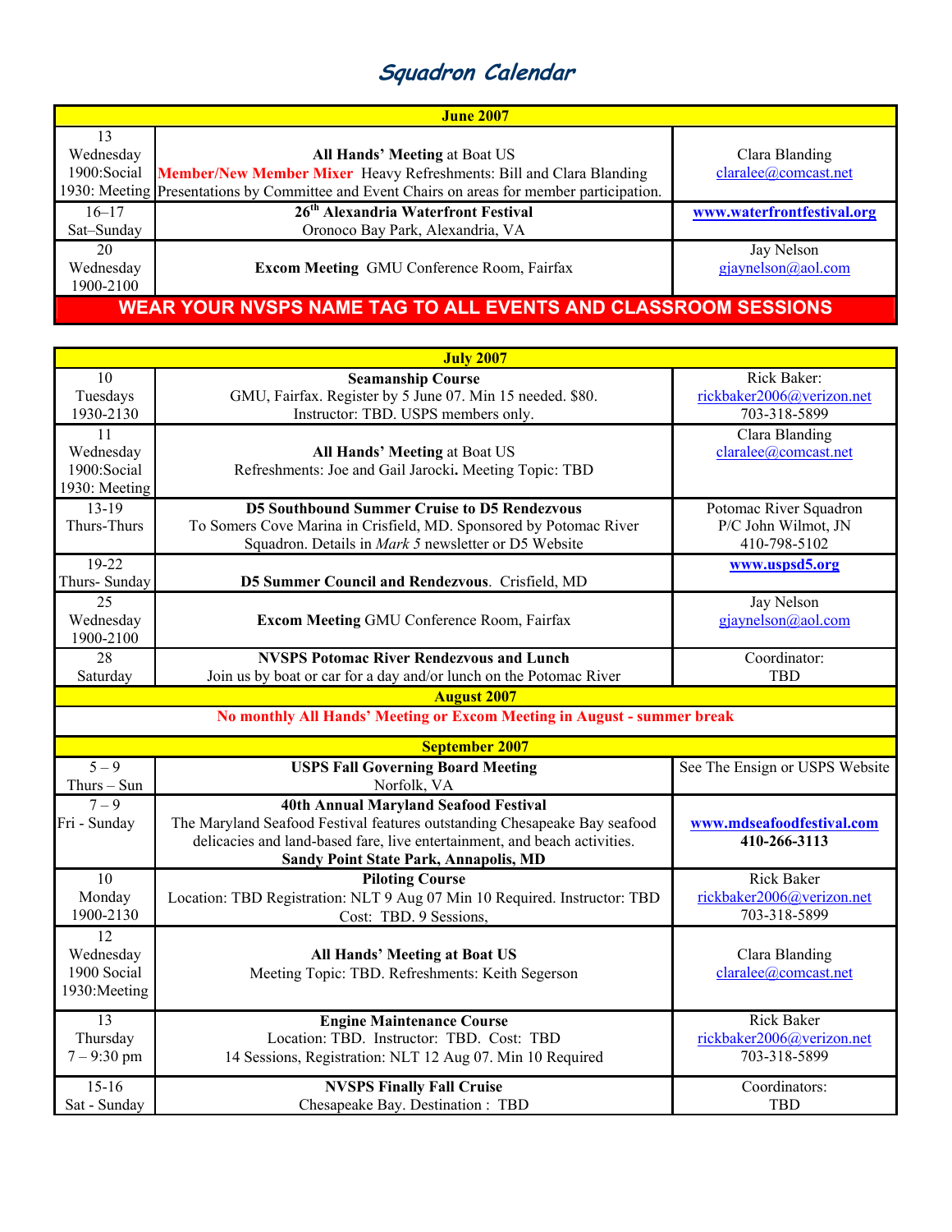# Squadron Calendar

| June 2007 | | |
|---|---|---|
| 13<br>Wednesday<br>1900:Social<br>1930: Meeting | **All Hands' Meeting** at Boat US<br>**Member/New Member Mixer** Heavy Refreshments: Bill and Clara Blanding<br>Presentations by Committee and Event Chairs on areas for member participation. | Clara Blanding<br>claralee@comcast.net |
| 16–17<br>Sat–Sunday | **26th Alexandria Waterfront Festival**<br>Oronoco Bay Park, Alexandria, VA | **www.waterfrontfestival.org** |
| 20<br>Wednesday<br>1900-2100 | **Excom Meeting** GMU Conference Room, Fairfax | Jay Nelson<br>gjaynelson@aol.com |
| **WEAR YOUR NVSPS NAME TAG TO ALL EVENTS AND CLASSROOM SESSIONS** | | |

| July 2007 | | |
|---|---|---|
| 10<br>Tuesdays<br>1930-2130 | **Seamanship Course**<br>GMU, Fairfax. Register by 5 June 07. Min 15 needed. $80.<br>Instructor: TBD. USPS members only. | Rick Baker:<br>rickbaker2006@verizon.net<br>703-318-5899 |
| 11<br>Wednesday<br>1900:Social<br>1930: Meeting | **All Hands' Meeting** at Boat US<br>Refreshments: Joe and Gail Jarocki**.** Meeting Topic: TBD | Clara Blanding<br>claralee@comcast.net |
| 13-19<br>Thurs-Thurs | **D5 Southbound Summer Cruise to D5 Rendezvous**<br>To Somers Cove Marina in Crisfield, MD. Sponsored by Potomac River Squadron. Details in *Mark 5* newsletter or D5 Website | Potomac River Squadron<br>P/C John Wilmot, JN<br>410-798-5102 |
| 19-22<br>Thurs- Sunday | **D5 Summer Council and Rendezvous**. Crisfield, MD | **www.uspsd5.org** |
| 25<br>Wednesday<br>1900-2100 | **Excom Meeting** GMU Conference Room, Fairfax | Jay Nelson<br>gjaynelson@aol.com |
| 28<br>Saturday | **NVSPS Potomac River Rendezvous and Lunch**<br>Join us by boat or car for a day and/or lunch on the Potomac River | Coordinator:<br>TBD |
| **August 2007** | | |
| **No monthly All Hands' Meeting or Excom Meeting in August - summer break** | | |
| **September 2007** | | |
| 5 – 9<br>Thurs – Sun | **USPS Fall Governing Board Meeting**<br>Norfolk, VA | See The Ensign or USPS Website |
| 7 – 9<br>Fri - Sunday | **40th Annual Maryland Seafood Festival**<br>The Maryland Seafood Festival features outstanding Chesapeake Bay seafood delicacies and land-based fare, live entertainment, and beach activities.<br>**Sandy Point State Park, Annapolis, MD** | **www.mdseafoodfestival.com**<br>**410-266-3113** |
| 10<br>Monday<br>1900-2130 | **Piloting Course**<br>Location: TBD Registration: NLT 9 Aug 07 Min 10 Required. Instructor: TBD<br>Cost: TBD. 9 Sessions, | Rick Baker<br>rickbaker2006@verizon.net<br>703-318-5899 |
| 12<br>Wednesday<br>1900 Social<br>1930:Meeting | **All Hands' Meeting at Boat US**<br>Meeting Topic: TBD. Refreshments: Keith Segerson | Clara Blanding<br>claralee@comcast.net |
| 13<br>Thursday<br>7 – 9:30 pm | **Engine Maintenance Course**<br>Location: TBD. Instructor: TBD. Cost: TBD<br>14 Sessions, Registration: NLT 12 Aug 07. Min 10 Required | Rick Baker<br>rickbaker2006@verizon.net<br>703-318-5899 |
| 15-16<br>Sat - Sunday | **NVSPS Finally Fall Cruise**<br>Chesapeake Bay. Destination : TBD | Coordinators:<br>TBD |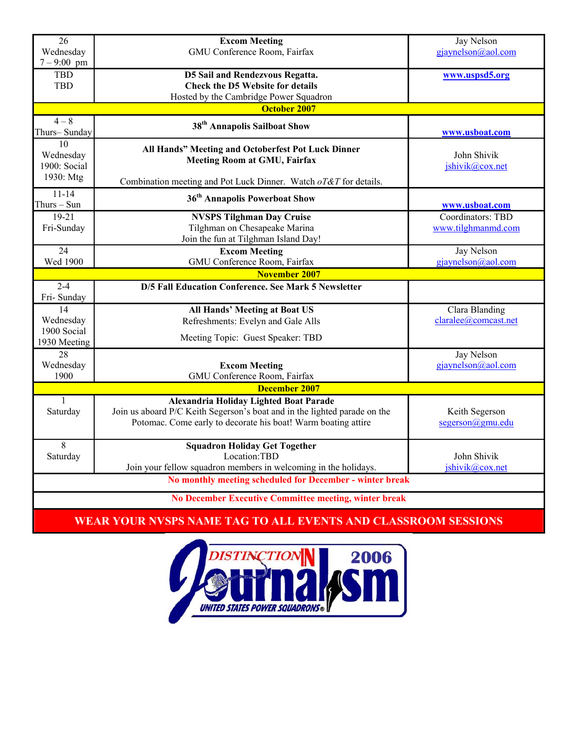| | | |
|---|---|---|
| 26<br>Wednesday<br>7 – 9:00 pm | **Excom Meeting**<br>GMU Conference Room, Fairfax | Jay Nelson<br>gjaynelson@aol.com |
| TBD<br>TBD | **D5 Sail and Rendezvous Regatta.**<br>**Check the D5 Website for details**<br>Hosted by the Cambridge Power Squadron | **www.uspsd5.org** |
| | **October 2007** | |
| 4 – 8<br>Thurs– Sunday | **38th Annapolis Sailboat Show** | **www.usboat.com** |
| 10<br>Wednesday<br>1900: Social<br>1930: Mtg | **All Hands" Meeting and Octoberfest Pot Luck Dinner**<br>**Meeting Room at GMU, Fairfax**<br><br>Combination meeting and Pot Luck Dinner. Watch *oT&T* for details. | John Shivik<br>jshivik@cox.net |
| 11-14<br>Thurs – Sun | **36th Annapolis Powerboat Show** | **www.usboat.com** |
| 19-21<br>Fri-Sunday | **NVSPS Tilghman Day Cruise**<br>Tilghman on Chesapeake Marina<br>Join the fun at Tilghman Island Day! | Coordinators: TBD<br>www.tilghmanmd.com |
| 24<br>Wed 1900 | **Excom Meeting**<br>GMU Conference Room, Fairfax | Jay Nelson<br>gjaynelson@aol.com |
| | **November 2007** | |
| 2-4<br>Fri- Sunday | **D/5 Fall Education Conference. See Mark 5 Newsletter** | |
| 14<br>Wednesday<br>1900 Social<br>1930 Meeting | **All Hands' Meeting at Boat US**<br>Refreshments: Evelyn and Gale Alls<br>Meeting Topic: Guest Speaker: TBD | Clara Blanding<br>claralee@comcast.net |
| 28<br>Wednesday<br>1900 | **Excom Meeting**<br>GMU Conference Room, Fairfax | Jay Nelson<br>gjaynelson@aol.com |
| | **December 2007** | |
| 1<br>Saturday | **Alexandria Holiday Lighted Boat Parade**<br>Join us aboard P/C Keith Segerson's boat and in the lighted parade on the Potomac. Come early to decorate his boat! Warm boating attire | Keith Segerson<br>segerson@gmu.edu |
| 8<br>Saturday | **Squadron Holiday Get Together**<br>Location:TBD<br>Join your fellow squadron members in welcoming in the holidays. | John Shivik<br>jshivik@cox.net |
| | **No monthly meeting scheduled for December - winter break** | |
| | **No December Executive Committee meeting, winter break** | |

**WEAR YOUR NVSPS NAME TAG TO ALL EVENTS AND CLASSROOM SESSIONS**

DISTINCTION IN Journalism 2006
UNITED STATES POWER SQUADRONS®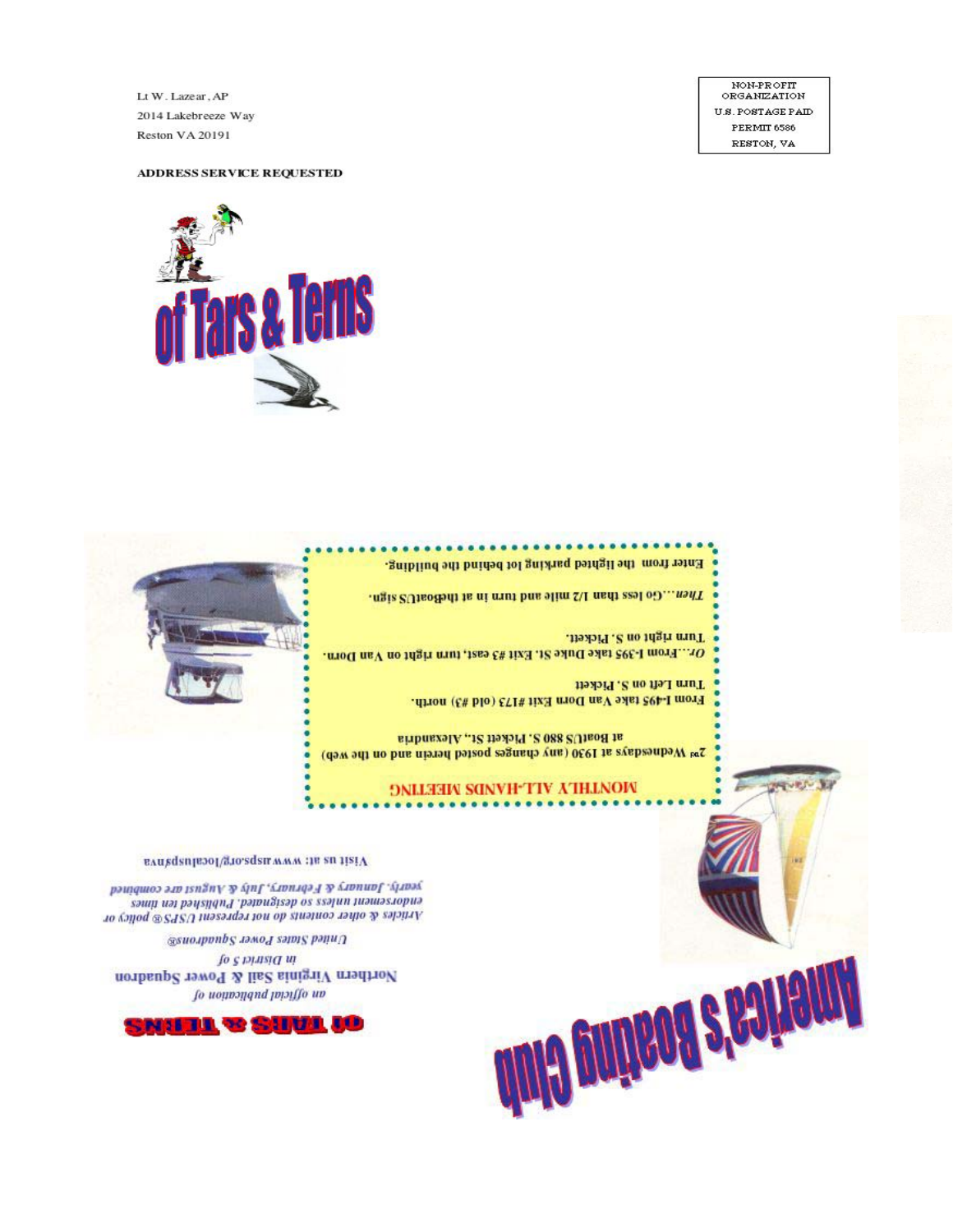Lt W. Lazear, AP
2014 Lakebreeze Way
Reston VA 20191

NON-PROFIT ORGANIZATION
U.S. POSTAGE PAID
PERMIT 6586
RESTON, VA

**ADDRESS SERVICE REQUESTED**

# of Tars & Terns

**MONTHLY ALL-HANDS MEETING**

2nd Wednesdays at 1930 (any changes posted herein and on the web) at BoatUS 880 S. Pickett St., Alexandria

From I-495 take Van Dorn Exit #173 (old #3) north.
Turn Left on S. Pickett

*Or*…From I-395 take Duke St. Exit #3 east, turn right on Van Dorn.
Turn right on S. Pickett.

*Then*…Go less than 1/2 mile and turn in at theBoatUS sign.

Enter from the lighted parking lot behind the building.

**of TARS & TERNS**

*an official publication of*
Northern Virginia Sail & Power Squadron
*in District 5 of*
*United States Power Squadrons®*

*Articles & other contents do not represent USPS® policy or endorsement unless so designated. Published ten times yearly. January & February, July & August are combined*

Visit us at: www.usps.org/localusps/nvsps

# America's Boating Club